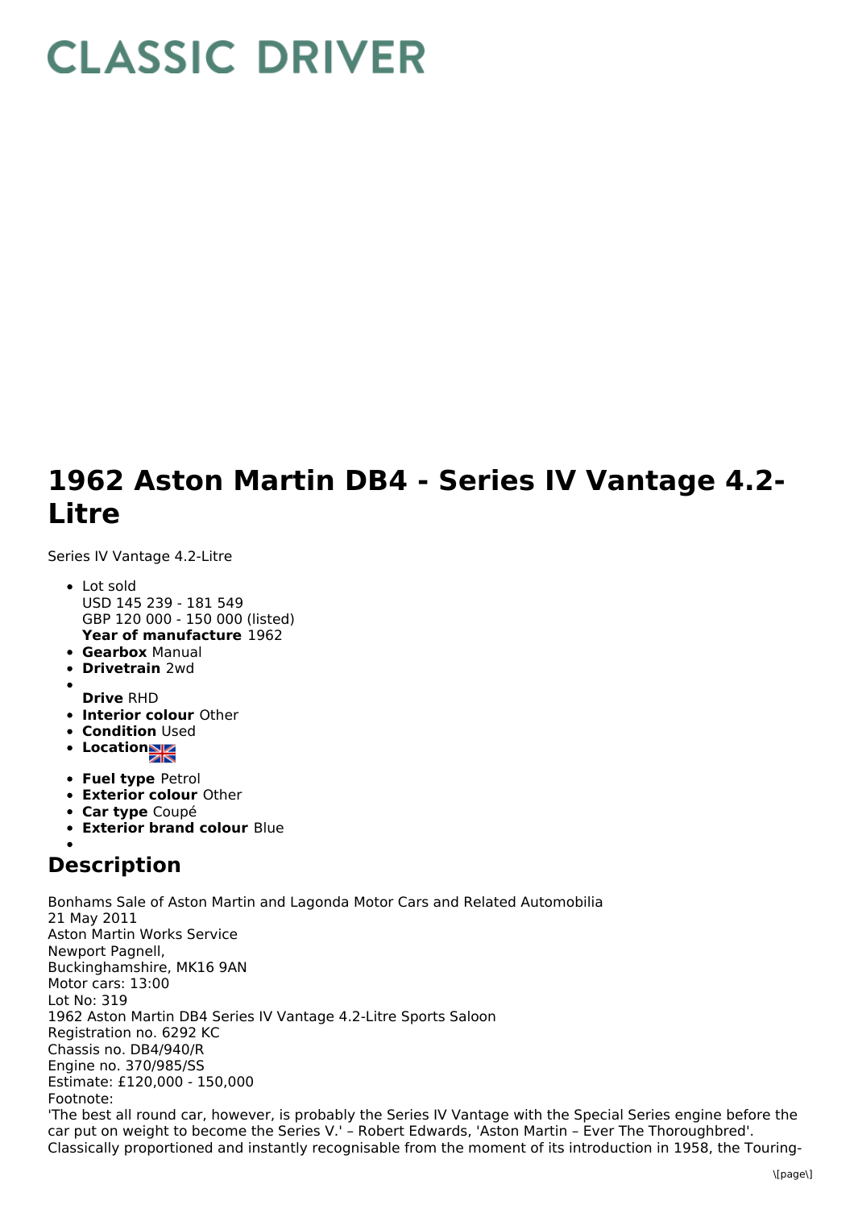# CLASSIC DRIVER

# 1962 Aston Martin DB4 - Series IV Vantage 4.2-Litre

Series IV Vantage 4.2-Litre

- Lot sold
  USD 145 239 - 181 549
  GBP 120 000 - 150 000 (listed)
  **Year of manufacture** 1962
- **Gearbox** Manual
- **Drivetrain** 2wd
- 
  **Drive** RHD
- **Interior colour** Other
- **Condition** Used
- **Location**
- **Fuel type** Petrol
- **Exterior colour** Other
- **Car type** Coupé
- **Exterior brand colour** Blue
- 

## Description

Bonhams Sale of Aston Martin and Lagonda Motor Cars and Related Automobilia
21 May 2011
Aston Martin Works Service
Newport Pagnell,
Buckinghamshire, MK16 9AN
Motor cars: 13:00
Lot No: 319
1962 Aston Martin DB4 Series IV Vantage 4.2-Litre Sports Saloon
Registration no. 6292 KC
Chassis no. DB4/940/R
Engine no. 370/985/SS
Estimate: £120,000 - 150,000
Footnote:
'The best all round car, however, is probably the Series IV Vantage with the Special Series engine before the car put on weight to become the Series V.' – Robert Edwards, 'Aston Martin – Ever The Thoroughbred'.
Classically proportioned and instantly recognisable from the moment of its introduction in 1958, the Touring-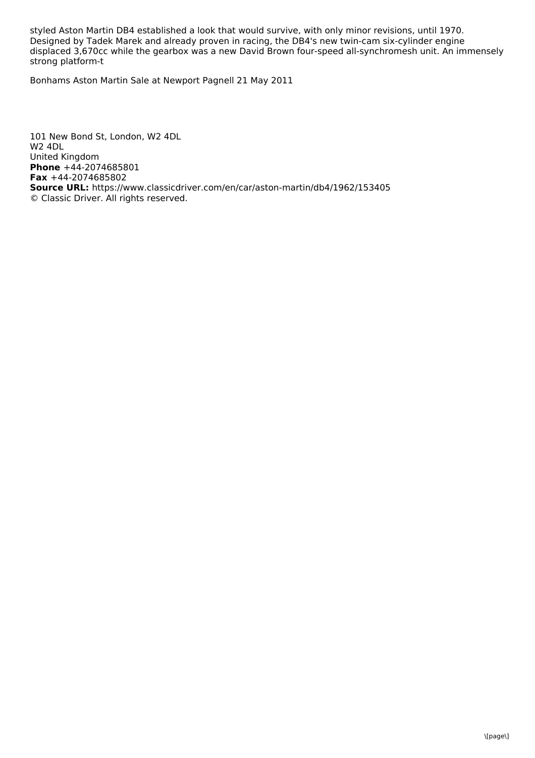styled Aston Martin DB4 established a look that would survive, with only minor revisions, until 1970. Designed by Tadek Marek and already proven in racing, the DB4's new twin-cam six-cylinder engine displaced 3,670cc while the gearbox was a new David Brown four-speed all-synchromesh unit. An immensely strong platform-t

Bonhams Aston Martin Sale at Newport Pagnell 21 May 2011

101 New Bond St, London, W2 4DL
W2 4DL
United Kingdom
**Phone** +44-2074685801
**Fax** +44-2074685802
**Source URL:** https://www.classicdriver.com/en/car/aston-martin/db4/1962/153405
© Classic Driver. All rights reserved.